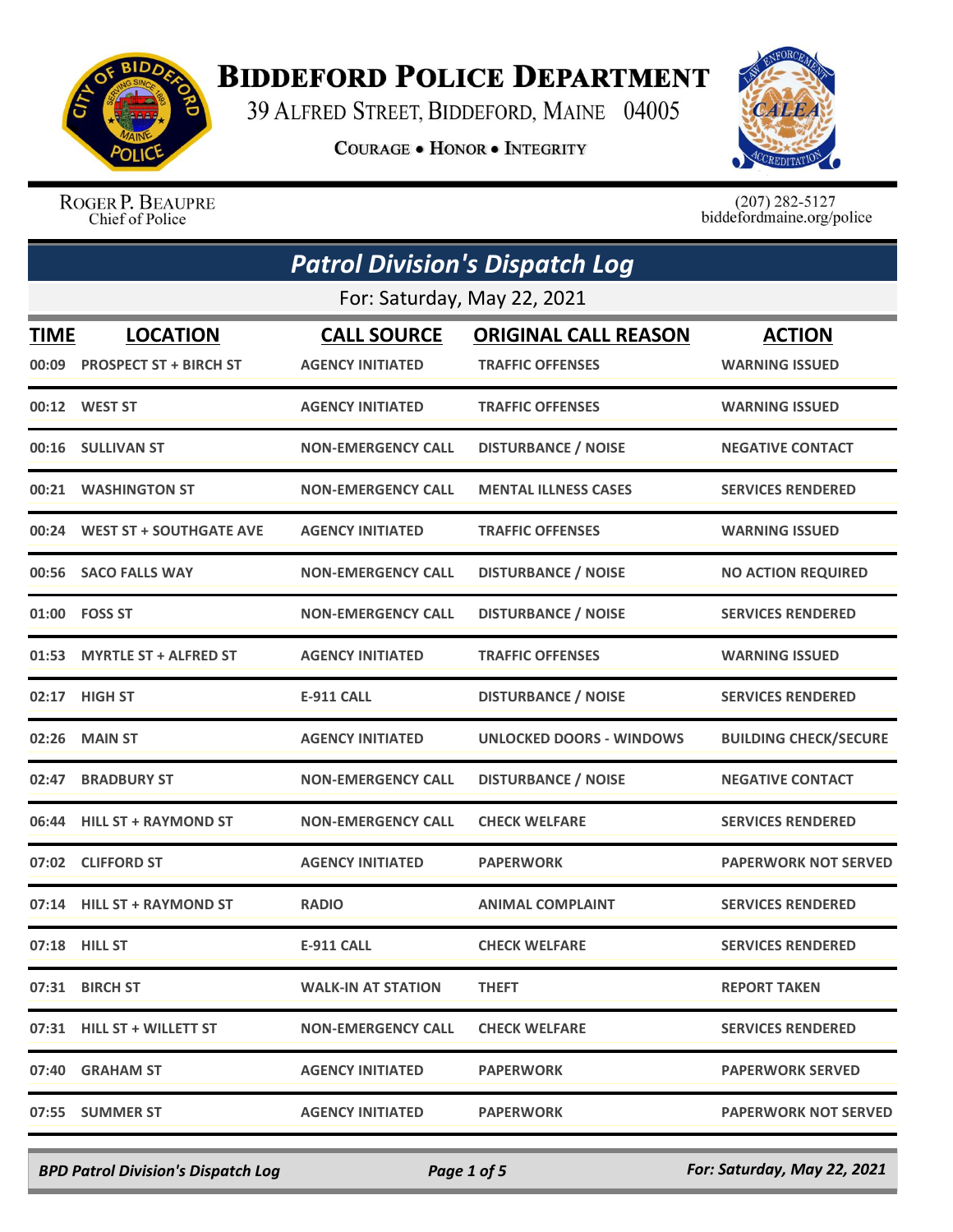# BIDDEFORD POLICE DEPARTMENT

39 ALFRED STREET, BIDDEFORD, MAINE 04005

COURAGE • HONOR • INTEGRITY

ROGER P. BEAUPRE
Chief of Police

(207) 282-5127
biddefordmaine.org/police

## *Patrol Division's Dispatch Log*

For: Saturday, May 22, 2021

| TIME | LOCATION | CALL SOURCE | ORIGINAL CALL REASON | ACTION |
|---|---|---|---|---|
| 00:09 | PROSPECT ST + BIRCH ST | AGENCY INITIATED | TRAFFIC OFFENSES | WARNING ISSUED |
| 00:12 | WEST ST | AGENCY INITIATED | TRAFFIC OFFENSES | WARNING ISSUED |
| 00:16 | SULLIVAN ST | NON-EMERGENCY CALL | DISTURBANCE / NOISE | NEGATIVE CONTACT |
| 00:21 | WASHINGTON ST | NON-EMERGENCY CALL | MENTAL ILLNESS CASES | SERVICES RENDERED |
| 00:24 | WEST ST + SOUTHGATE AVE | AGENCY INITIATED | TRAFFIC OFFENSES | WARNING ISSUED |
| 00:56 | SACO FALLS WAY | NON-EMERGENCY CALL | DISTURBANCE / NOISE | NO ACTION REQUIRED |
| 01:00 | FOSS ST | NON-EMERGENCY CALL | DISTURBANCE / NOISE | SERVICES RENDERED |
| 01:53 | MYRTLE ST + ALFRED ST | AGENCY INITIATED | TRAFFIC OFFENSES | WARNING ISSUED |
| 02:17 | HIGH ST | E-911 CALL | DISTURBANCE / NOISE | SERVICES RENDERED |
| 02:26 | MAIN ST | AGENCY INITIATED | UNLOCKED DOORS - WINDOWS | BUILDING CHECK/SECURE |
| 02:47 | BRADBURY ST | NON-EMERGENCY CALL | DISTURBANCE / NOISE | NEGATIVE CONTACT |
| 06:44 | HILL ST + RAYMOND ST | NON-EMERGENCY CALL | CHECK WELFARE | SERVICES RENDERED |
| 07:02 | CLIFFORD ST | AGENCY INITIATED | PAPERWORK | PAPERWORK NOT SERVED |
| 07:14 | HILL ST + RAYMOND ST | RADIO | ANIMAL COMPLAINT | SERVICES RENDERED |
| 07:18 | HILL ST | E-911 CALL | CHECK WELFARE | SERVICES RENDERED |
| 07:31 | BIRCH ST | WALK-IN AT STATION | THEFT | REPORT TAKEN |
| 07:31 | HILL ST + WILLETT ST | NON-EMERGENCY CALL | CHECK WELFARE | SERVICES RENDERED |
| 07:40 | GRAHAM ST | AGENCY INITIATED | PAPERWORK | PAPERWORK SERVED |
| 07:55 | SUMMER ST | AGENCY INITIATED | PAPERWORK | PAPERWORK NOT SERVED |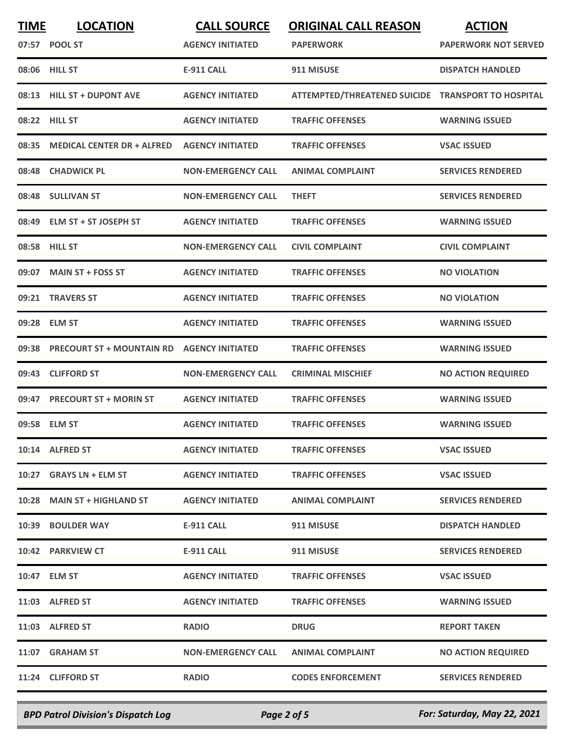| TIME | LOCATION | CALL SOURCE | ORIGINAL CALL REASON | ACTION |
|---|---|---|---|---|
| 07:57 | POOL ST | AGENCY INITIATED | PAPERWORK | PAPERWORK NOT SERVED |
| 08:06 | HILL ST | E-911 CALL | 911 MISUSE | DISPATCH HANDLED |
| 08:13 | HILL ST + DUPONT AVE | AGENCY INITIATED | ATTEMPTED/THREATENED SUICIDE | TRANSPORT TO HOSPITAL |
| 08:22 | HILL ST | AGENCY INITIATED | TRAFFIC OFFENSES | WARNING ISSUED |
| 08:35 | MEDICAL CENTER DR + ALFRED | AGENCY INITIATED | TRAFFIC OFFENSES | VSAC ISSUED |
| 08:48 | CHADWICK PL | NON-EMERGENCY CALL | ANIMAL COMPLAINT | SERVICES RENDERED |
| 08:48 | SULLIVAN ST | NON-EMERGENCY CALL | THEFT | SERVICES RENDERED |
| 08:49 | ELM ST + ST JOSEPH ST | AGENCY INITIATED | TRAFFIC OFFENSES | WARNING ISSUED |
| 08:58 | HILL ST | NON-EMERGENCY CALL | CIVIL COMPLAINT | CIVIL COMPLAINT |
| 09:07 | MAIN ST + FOSS ST | AGENCY INITIATED | TRAFFIC OFFENSES | NO VIOLATION |
| 09:21 | TRAVERS ST | AGENCY INITIATED | TRAFFIC OFFENSES | NO VIOLATION |
| 09:28 | ELM ST | AGENCY INITIATED | TRAFFIC OFFENSES | WARNING ISSUED |
| 09:38 | PRECOURT ST + MOUNTAIN RD | AGENCY INITIATED | TRAFFIC OFFENSES | WARNING ISSUED |
| 09:43 | CLIFFORD ST | NON-EMERGENCY CALL | CRIMINAL MISCHIEF | NO ACTION REQUIRED |
| 09:47 | PRECOURT ST + MORIN ST | AGENCY INITIATED | TRAFFIC OFFENSES | WARNING ISSUED |
| 09:58 | ELM ST | AGENCY INITIATED | TRAFFIC OFFENSES | WARNING ISSUED |
| 10:14 | ALFRED ST | AGENCY INITIATED | TRAFFIC OFFENSES | VSAC ISSUED |
| 10:27 | GRAYS LN + ELM ST | AGENCY INITIATED | TRAFFIC OFFENSES | VSAC ISSUED |
| 10:28 | MAIN ST + HIGHLAND ST | AGENCY INITIATED | ANIMAL COMPLAINT | SERVICES RENDERED |
| 10:39 | BOULDER WAY | E-911 CALL | 911 MISUSE | DISPATCH HANDLED |
| 10:42 | PARKVIEW CT | E-911 CALL | 911 MISUSE | SERVICES RENDERED |
| 10:47 | ELM ST | AGENCY INITIATED | TRAFFIC OFFENSES | VSAC ISSUED |
| 11:03 | ALFRED ST | AGENCY INITIATED | TRAFFIC OFFENSES | WARNING ISSUED |
| 11:03 | ALFRED ST | RADIO | DRUG | REPORT TAKEN |
| 11:07 | GRAHAM ST | NON-EMERGENCY CALL | ANIMAL COMPLAINT | NO ACTION REQUIRED |
| 11:24 | CLIFFORD ST | RADIO | CODES ENFORCEMENT | SERVICES RENDERED |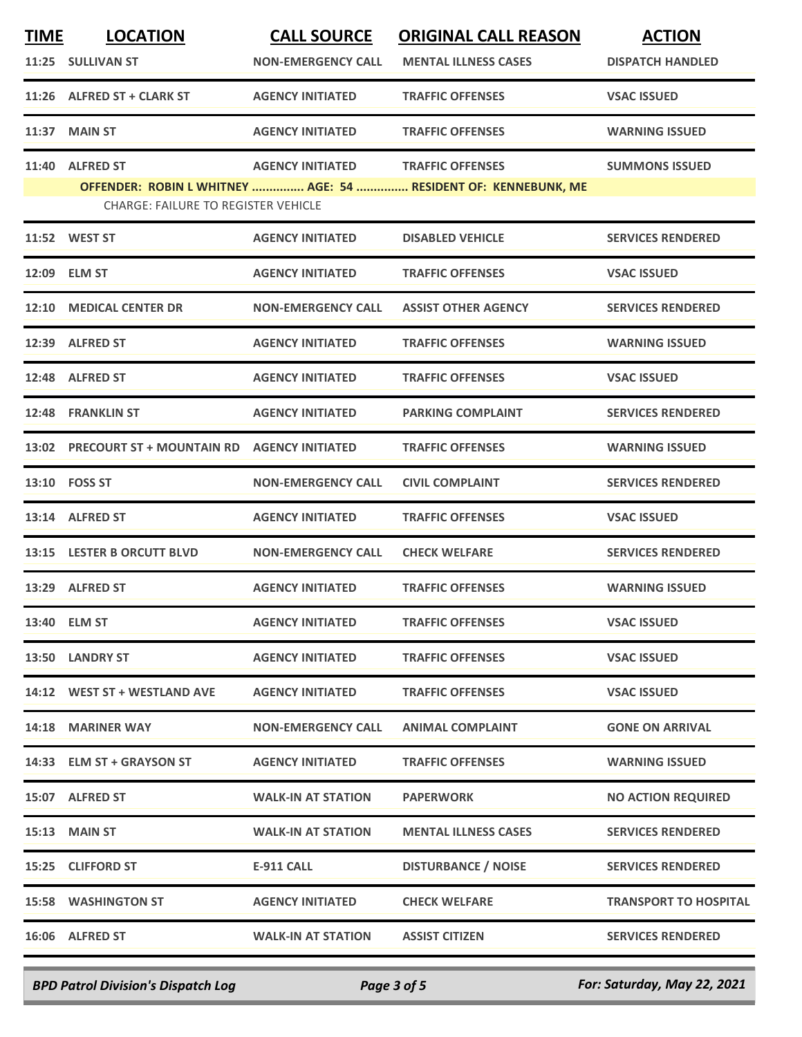| TIME | LOCATION | CALL SOURCE | ORIGINAL CALL REASON | ACTION |
|---|---|---|---|---|
| 11:25 | SULLIVAN ST | NON-EMERGENCY CALL | MENTAL ILLNESS CASES | DISPATCH HANDLED |
| 11:26 | ALFRED ST + CLARK ST | AGENCY INITIATED | TRAFFIC OFFENSES | VSAC ISSUED |
| 11:37 | MAIN ST | AGENCY INITIATED | TRAFFIC OFFENSES | WARNING ISSUED |
| 11:40 | ALFRED ST | AGENCY INITIATED | TRAFFIC OFFENSES | SUMMONS ISSUED |
| | **OFFENDER: ROBIN L WHITNEY ............... AGE: 54 ............... RESIDENT OF: KENNEBUNK, ME** | | | |
| | CHARGE: FAILURE TO REGISTER VEHICLE | | | |
| 11:52 | WEST ST | AGENCY INITIATED | DISABLED VEHICLE | SERVICES RENDERED |
| 12:09 | ELM ST | AGENCY INITIATED | TRAFFIC OFFENSES | VSAC ISSUED |
| 12:10 | MEDICAL CENTER DR | NON-EMERGENCY CALL | ASSIST OTHER AGENCY | SERVICES RENDERED |
| 12:39 | ALFRED ST | AGENCY INITIATED | TRAFFIC OFFENSES | WARNING ISSUED |
| 12:48 | ALFRED ST | AGENCY INITIATED | TRAFFIC OFFENSES | VSAC ISSUED |
| 12:48 | FRANKLIN ST | AGENCY INITIATED | PARKING COMPLAINT | SERVICES RENDERED |
| 13:02 | PRECOURT ST + MOUNTAIN RD | AGENCY INITIATED | TRAFFIC OFFENSES | WARNING ISSUED |
| 13:10 | FOSS ST | NON-EMERGENCY CALL | CIVIL COMPLAINT | SERVICES RENDERED |
| 13:14 | ALFRED ST | AGENCY INITIATED | TRAFFIC OFFENSES | VSAC ISSUED |
| 13:15 | LESTER B ORCUTT BLVD | NON-EMERGENCY CALL | CHECK WELFARE | SERVICES RENDERED |
| 13:29 | ALFRED ST | AGENCY INITIATED | TRAFFIC OFFENSES | WARNING ISSUED |
| 13:40 | ELM ST | AGENCY INITIATED | TRAFFIC OFFENSES | VSAC ISSUED |
| 13:50 | LANDRY ST | AGENCY INITIATED | TRAFFIC OFFENSES | VSAC ISSUED |
| 14:12 | WEST ST + WESTLAND AVE | AGENCY INITIATED | TRAFFIC OFFENSES | VSAC ISSUED |
| 14:18 | MARINER WAY | NON-EMERGENCY CALL | ANIMAL COMPLAINT | GONE ON ARRIVAL |
| 14:33 | ELM ST + GRAYSON ST | AGENCY INITIATED | TRAFFIC OFFENSES | WARNING ISSUED |
| 15:07 | ALFRED ST | WALK-IN AT STATION | PAPERWORK | NO ACTION REQUIRED |
| 15:13 | MAIN ST | WALK-IN AT STATION | MENTAL ILLNESS CASES | SERVICES RENDERED |
| 15:25 | CLIFFORD ST | E-911 CALL | DISTURBANCE / NOISE | SERVICES RENDERED |
| 15:58 | WASHINGTON ST | AGENCY INITIATED | CHECK WELFARE | TRANSPORT TO HOSPITAL |
| 16:06 | ALFRED ST | WALK-IN AT STATION | ASSIST CITIZEN | SERVICES RENDERED |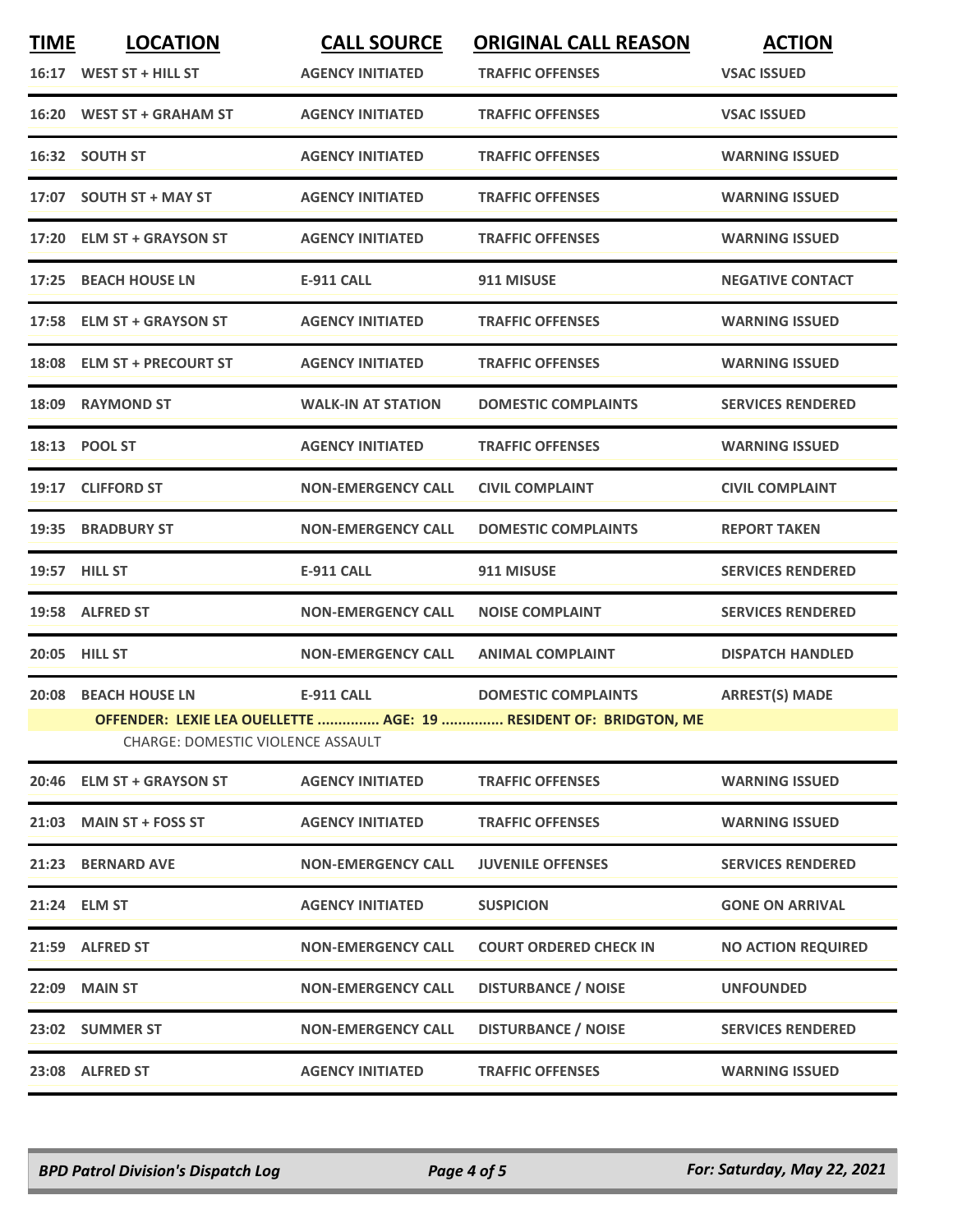| TIME | LOCATION | CALL SOURCE | ORIGINAL CALL REASON | ACTION |
|---|---|---|---|---|
| 16:17 | WEST ST + HILL ST | AGENCY INITIATED | TRAFFIC OFFENSES | VSAC ISSUED |
| 16:20 | WEST ST + GRAHAM ST | AGENCY INITIATED | TRAFFIC OFFENSES | VSAC ISSUED |
| 16:32 | SOUTH ST | AGENCY INITIATED | TRAFFIC OFFENSES | WARNING ISSUED |
| 17:07 | SOUTH ST + MAY ST | AGENCY INITIATED | TRAFFIC OFFENSES | WARNING ISSUED |
| 17:20 | ELM ST + GRAYSON ST | AGENCY INITIATED | TRAFFIC OFFENSES | WARNING ISSUED |
| 17:25 | BEACH HOUSE LN | E-911 CALL | 911 MISUSE | NEGATIVE CONTACT |
| 17:58 | ELM ST + GRAYSON ST | AGENCY INITIATED | TRAFFIC OFFENSES | WARNING ISSUED |
| 18:08 | ELM ST + PRECOURT ST | AGENCY INITIATED | TRAFFIC OFFENSES | WARNING ISSUED |
| 18:09 | RAYMOND ST | WALK-IN AT STATION | DOMESTIC COMPLAINTS | SERVICES RENDERED |
| 18:13 | POOL ST | AGENCY INITIATED | TRAFFIC OFFENSES | WARNING ISSUED |
| 19:17 | CLIFFORD ST | NON-EMERGENCY CALL | CIVIL COMPLAINT | CIVIL COMPLAINT |
| 19:35 | BRADBURY ST | NON-EMERGENCY CALL | DOMESTIC COMPLAINTS | REPORT TAKEN |
| 19:57 | HILL ST | E-911 CALL | 911 MISUSE | SERVICES RENDERED |
| 19:58 | ALFRED ST | NON-EMERGENCY CALL | NOISE COMPLAINT | SERVICES RENDERED |
| 20:05 | HILL ST | NON-EMERGENCY CALL | ANIMAL COMPLAINT | DISPATCH HANDLED |
| 20:08 | BEACH HOUSE LN | E-911 CALL | DOMESTIC COMPLAINTS | ARREST(S) MADE |
| | **OFFENDER: LEXIE LEA OUELLETTE ............... AGE: 19 ............... RESIDENT OF: BRIDGTON, ME** | | | |
| | CHARGE: DOMESTIC VIOLENCE ASSAULT | | | |
| 20:46 | ELM ST + GRAYSON ST | AGENCY INITIATED | TRAFFIC OFFENSES | WARNING ISSUED |
| 21:03 | MAIN ST + FOSS ST | AGENCY INITIATED | TRAFFIC OFFENSES | WARNING ISSUED |
| 21:23 | BERNARD AVE | NON-EMERGENCY CALL | JUVENILE OFFENSES | SERVICES RENDERED |
| 21:24 | ELM ST | AGENCY INITIATED | SUSPICION | GONE ON ARRIVAL |
| 21:59 | ALFRED ST | NON-EMERGENCY CALL | COURT ORDERED CHECK IN | NO ACTION REQUIRED |
| 22:09 | MAIN ST | NON-EMERGENCY CALL | DISTURBANCE / NOISE | UNFOUNDED |
| 23:02 | SUMMER ST | NON-EMERGENCY CALL | DISTURBANCE / NOISE | SERVICES RENDERED |
| 23:08 | ALFRED ST | AGENCY INITIATED | TRAFFIC OFFENSES | WARNING ISSUED |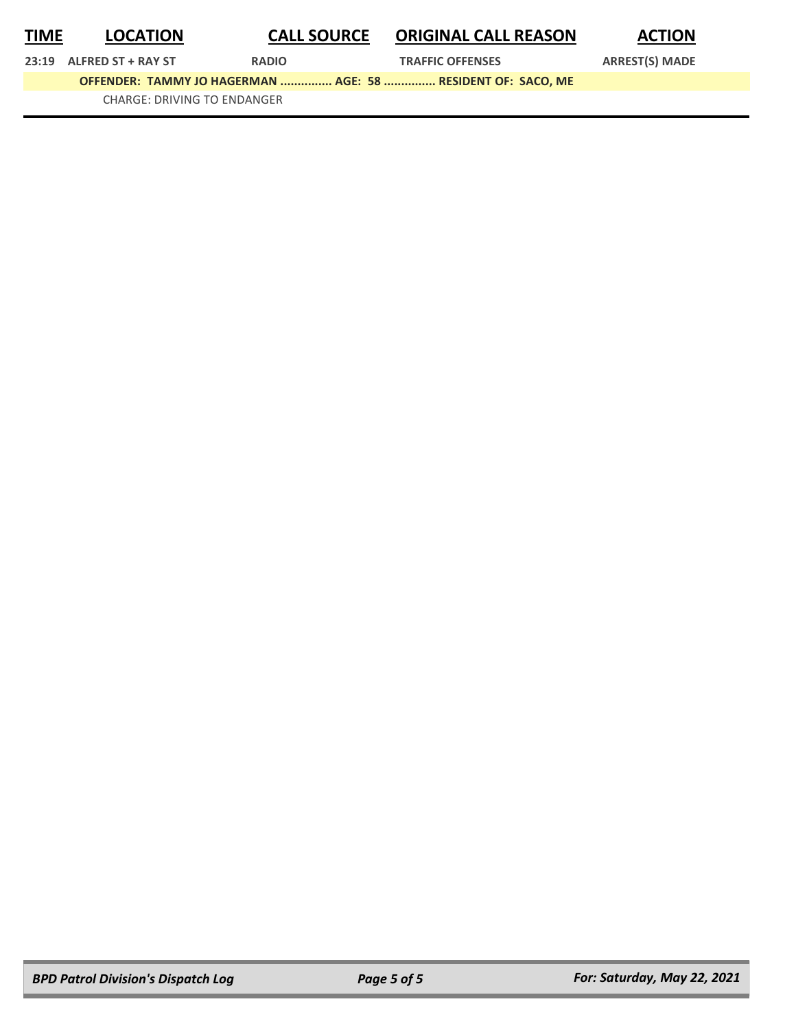| TIME | LOCATION | CALL SOURCE | ORIGINAL CALL REASON | ACTION |
| --- | --- | --- | --- | --- |
| 23:19 | ALFRED ST + RAY ST | RADIO | TRAFFIC OFFENSES | ARREST(S) MADE |

**OFFENDER: TAMMY JO HAGERMAN ............... AGE: 58 ............... RESIDENT OF: SACO, ME**

CHARGE: DRIVING TO ENDANGER